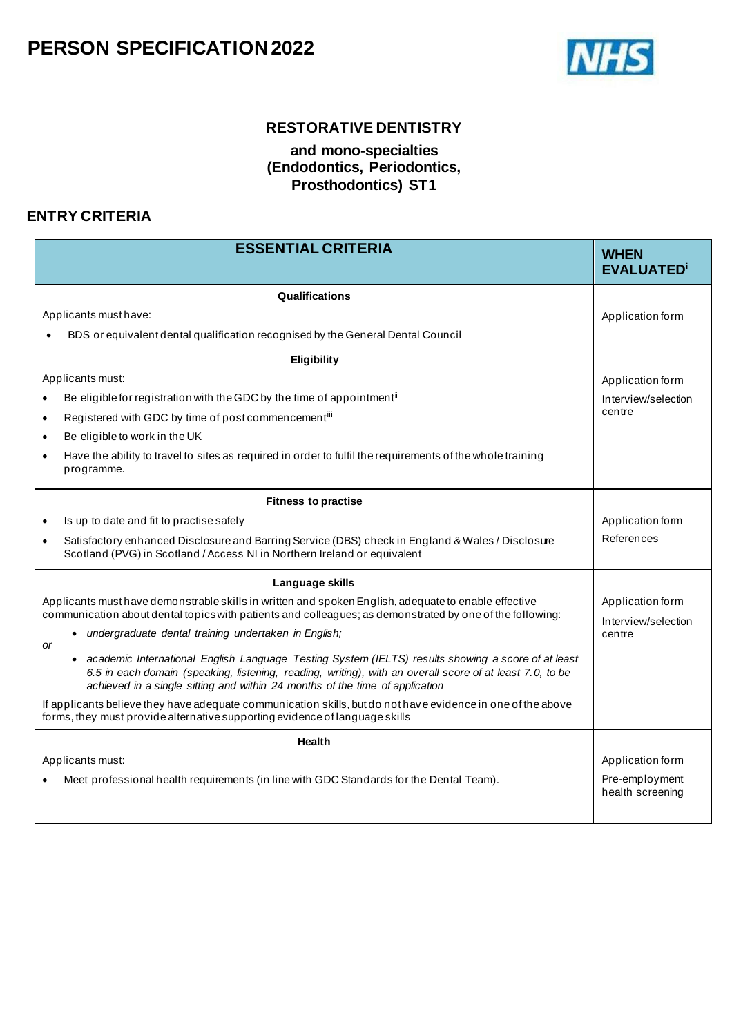# PERSON SPECIFICATION 2022

## RESTORATIVE DENTISTRY

### and mono-specialties (Endodontics, Periodontics, Prosthodontics) ST1

## ENTRY CRITERIA

| ESSENTIAL CRITERIA | WHEN EVALUATED[i] |
|---|---|
| **Qualifications**<br>Applicants must have:<br>• BDS or equivalent dental qualification recognised by the General Dental Council | Application form |
| **Eligibility**<br>Applicants must:<br>• Be eligible for registration with the GDC by the time of appointment[ii]<br>• Registered with GDC by time of post commencement[iii]<br>• Be eligible to work in the UK<br>• Have the ability to travel to sites as required in order to fulfil the requirements of the whole training programme. | Application form<br>Interview/selection centre |
| **Fitness to practise**<br>• Is up to date and fit to practise safely<br>• Satisfactory enhanced Disclosure and Barring Service (DBS) check in England & Wales / Disclosure Scotland (PVG) in Scotland / Access NI in Northern Ireland or equivalent | Application form<br>References |
| **Language skills**<br>Applicants must have demonstrable skills in written and spoken English, adequate to enable effective communication about dental topics with patients and colleagues; as demonstrated by one of the following:<br>• *undergraduate dental training undertaken in English;*<br>*or*<br>• *academic International English Language Testing System (IELTS) results showing a score of at least 6.5 in each domain (speaking, listening, reading, writing), with an overall score of at least 7.0, to be achieved in a single sitting and within 24 months of the time of application*<br>If applicants believe they have adequate communication skills, but do not have evidence in one of the above forms, they must provide alternative supporting evidence of language skills | Application form<br>Interview/selection centre |
| **Health**<br>Applicants must:<br>• Meet professional health requirements (in line with GDC Standards for the Dental Team). | Application form<br>Pre-employment health screening |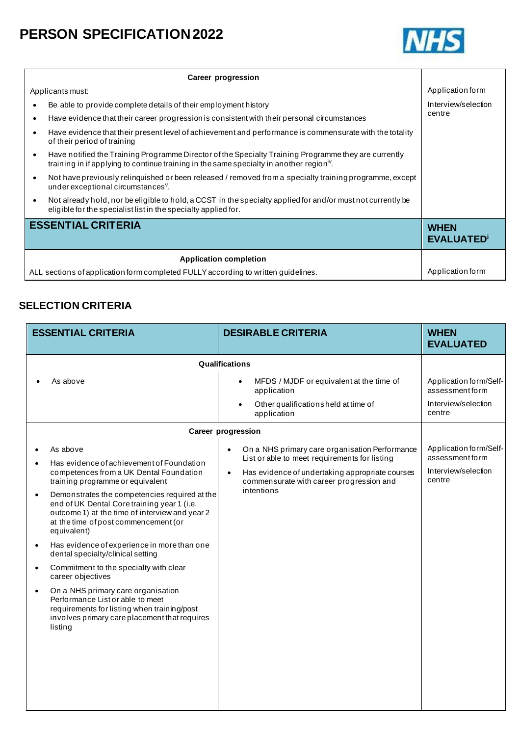# PERSON SPECIFICATION 2022

| Career progression | |
|---|---|
| Applicants must:<br>• Be able to provide complete details of their employment history<br>• Have evidence that their career progression is consistent with their personal circumstances<br>• Have evidence that their present level of achievement and performance is commensurate with the totality of their period of training<br>• Have notified the Training Programme Director of the Specialty Training Programme they are currently training in if applying to continue training in the same specialty in another region[iv].<br>• Not have previously relinquished or been released / removed from a specialty training programme, except under exceptional circumstances[v].<br>• Not already hold, nor be eligible to hold, a CCST in the specialty applied for and/or must not currently be eligible for the specialist list in the specialty applied for. | Application form<br>Interview/selection centre |
| **ESSENTIAL CRITERIA** | **WHEN EVALUATED[i]** |
| **Application completion**<br>ALL sections of application form completed FULLY according to written guidelines. | Application form |

## SELECTION CRITERIA

| ESSENTIAL CRITERIA | DESIRABLE CRITERIA | WHEN EVALUATED |
|---|---|---|
| **Qualifications** | | |
| • As above | • MFDS / MJDF or equivalent at the time of application<br>• Other qualifications held at time of application | Application form/Self-assessment form<br>Interview/selection centre |
| **Career progression** | | |
| • As above<br>• Has evidence of achievement of Foundation competences from a UK Dental Foundation training programme or equivalent<br>• Demonstrates the competencies required at the end of UK Dental Core training year 1 (i.e. outcome 1) at the time of interview and year 2 at the time of post commencement (or equivalent)<br>• Has evidence of experience in more than one dental specialty/clinical setting<br>• Commitment to the specialty with clear career objectives<br>• On a NHS primary care organisation Performance List or able to meet requirements for listing when training/post involves primary care placement that requires listing | • On a NHS primary care organisation Performance List or able to meet requirements for listing<br>• Has evidence of undertaking appropriate courses commensurate with career progression and intentions | Application form/Self-assessment form<br>Interview/selection centre |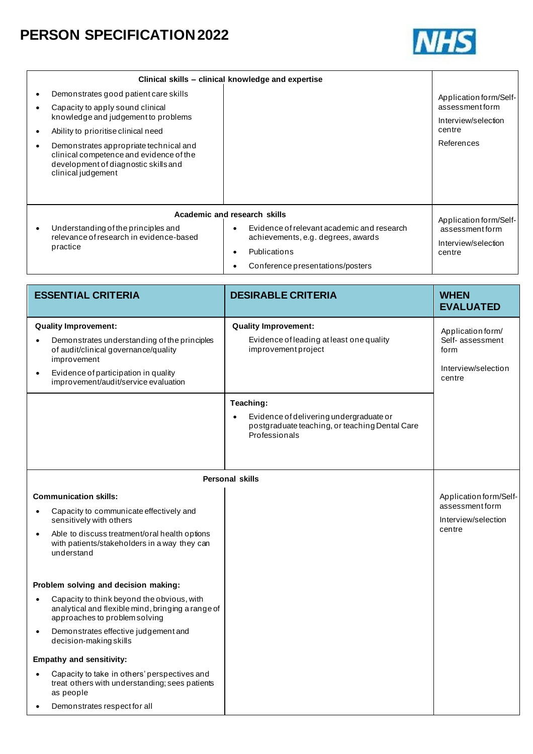# PERSON SPECIFICATION 2022

| Clinical skills – clinical knowledge and expertise | | |
|---|---|---|
| • Demonstrates good patient care skills<br>• Capacity to apply sound clinical knowledge and judgement to problems<br>• Ability to prioritise clinical need<br>• Demonstrates appropriate technical and clinical competence and evidence of the development of diagnostic skills and clinical judgement | | Application form/Self-assessment form<br>Interview/selection centre<br>References |
| **Academic and research skills** | | |
| • Understanding of the principles and relevance of research in evidence-based practice | • Evidence of relevant academic and research achievements, e.g. degrees, awards<br>• Publications<br>• Conference presentations/posters | Application form/Self-assessment form<br>Interview/selection centre |

| ESSENTIAL CRITERIA | DESIRABLE CRITERIA | WHEN EVALUATED |
|---|---|---|
| **Quality Improvement:**<br>• Demonstrates understanding of the principles of audit/clinical governance/quality improvement<br>• Evidence of participation in quality improvement/audit/service evaluation | **Quality Improvement:**<br>Evidence of leading at least one quality improvement project | Application form/ Self- assessment form<br>Interview/selection centre |
| | **Teaching:**<br>• Evidence of delivering undergraduate or postgraduate teaching, or teaching Dental Care Professionals | |
| **Personal skills** | | |
| **Communication skills:**<br>• Capacity to communicate effectively and sensitively with others<br>• Able to discuss treatment/oral health options with patients/stakeholders in a way they can understand<br><br>**Problem solving and decision making:**<br>• Capacity to think beyond the obvious, with analytical and flexible mind, bringing a range of approaches to problem solving<br>• Demonstrates effective judgement and decision-making skills<br><br>**Empathy and sensitivity:**<br>• Capacity to take in others' perspectives and treat others with understanding; sees patients as people<br>• Demonstrates respect for all | | Application form/Self-assessment form<br>Interview/selection centre |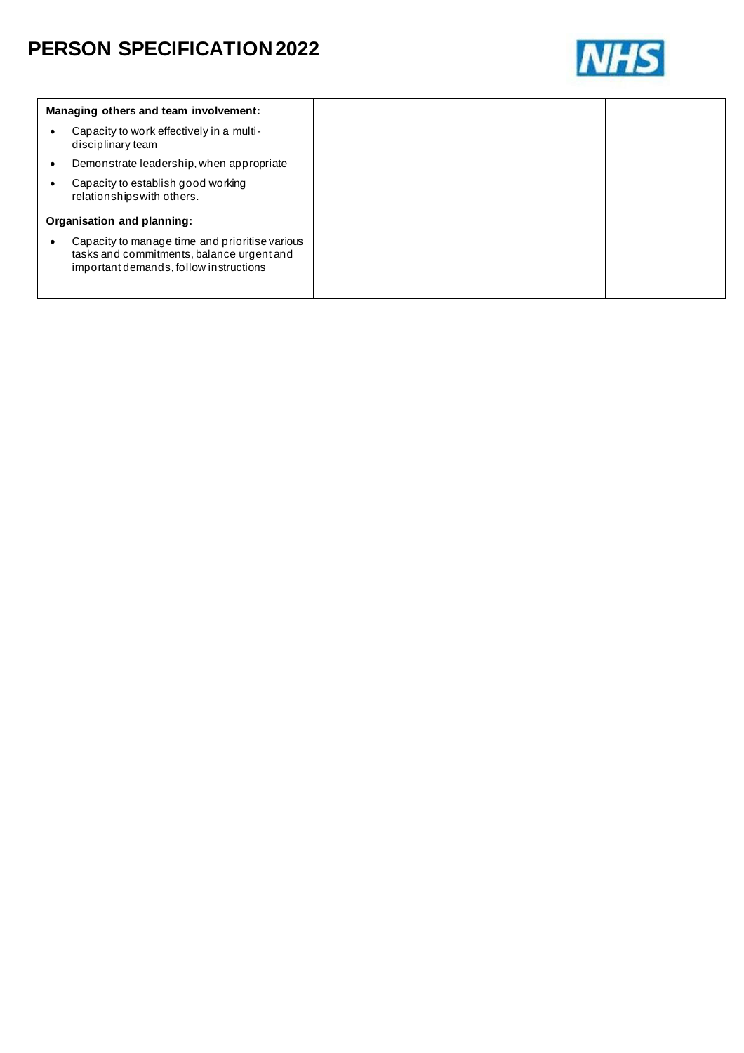# PERSON SPECIFICATION 2022

| | | |
|---|---|---|
| **Managing others and team involvement:**<br>• Capacity to work effectively in a multi-disciplinary team<br>• Demonstrate leadership, when appropriate<br>• Capacity to establish good working relationships with others.<br>**Organisation and planning:**<br>• Capacity to manage time and prioritise various tasks and commitments, balance urgent and important demands, follow instructions | | |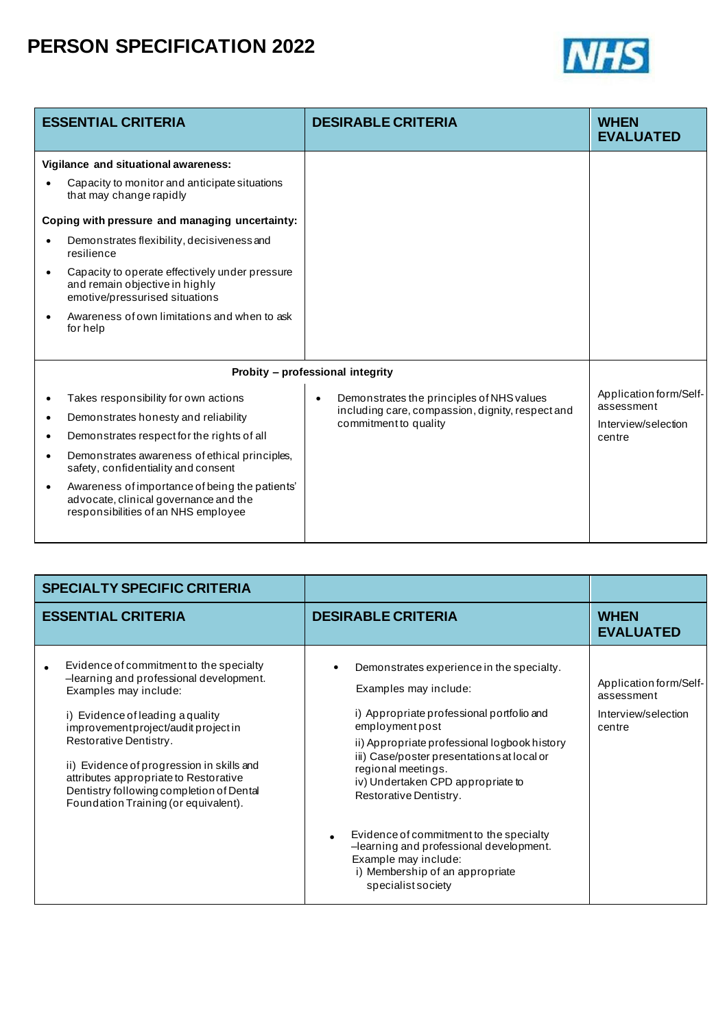# PERSON SPECIFICATION 2022

| ESSENTIAL CRITERIA | DESIRABLE CRITERIA | WHEN EVALUATED |
|---|---|---|
| **Vigilance and situational awareness:**<br>• Capacity to monitor and anticipate situations that may change rapidly<br>**Coping with pressure and managing uncertainty:**<br>• Demonstrates flexibility, decisiveness and resilience<br>• Capacity to operate effectively under pressure and remain objective in highly emotive/pressurised situations<br>• Awareness of own limitations and when to ask for help | | |
| **Probity – professional integrity** | | |
| • Takes responsibility for own actions<br>• Demonstrates honesty and reliability<br>• Demonstrates respect for the rights of all<br>• Demonstrates awareness of ethical principles, safety, confidentiality and consent<br>• Awareness of importance of being the patients' advocate, clinical governance and the responsibilities of an NHS employee | • Demonstrates the principles of NHS values including care, compassion, dignity, respect and commitment to quality | Application form/Self-assessment<br>Interview/selection centre |

| SPECIALTY SPECIFIC CRITERIA | | |
|---|---|---|
| **ESSENTIAL CRITERIA** | **DESIRABLE CRITERIA** | **WHEN EVALUATED** |
| • Evidence of commitment to the specialty –learning and professional development. Examples may include:<br>i) Evidence of leading a quality improvement project/audit project in Restorative Dentistry.<br>ii) Evidence of progression in skills and attributes appropriate to Restorative Dentistry following completion of Dental Foundation Training (or equivalent). | • Demonstrates experience in the specialty.<br>Examples may include:<br>i) Appropriate professional portfolio and employment post<br>ii) Appropriate professional logbook history<br>iii) Case/poster presentations at local or regional meetings.<br>iv) Undertaken CPD appropriate to Restorative Dentistry.<br>• Evidence of commitment to the specialty –learning and professional development. Example may include:<br>i) Membership of an appropriate specialist society | Application form/Self-assessment<br>Interview/selection centre |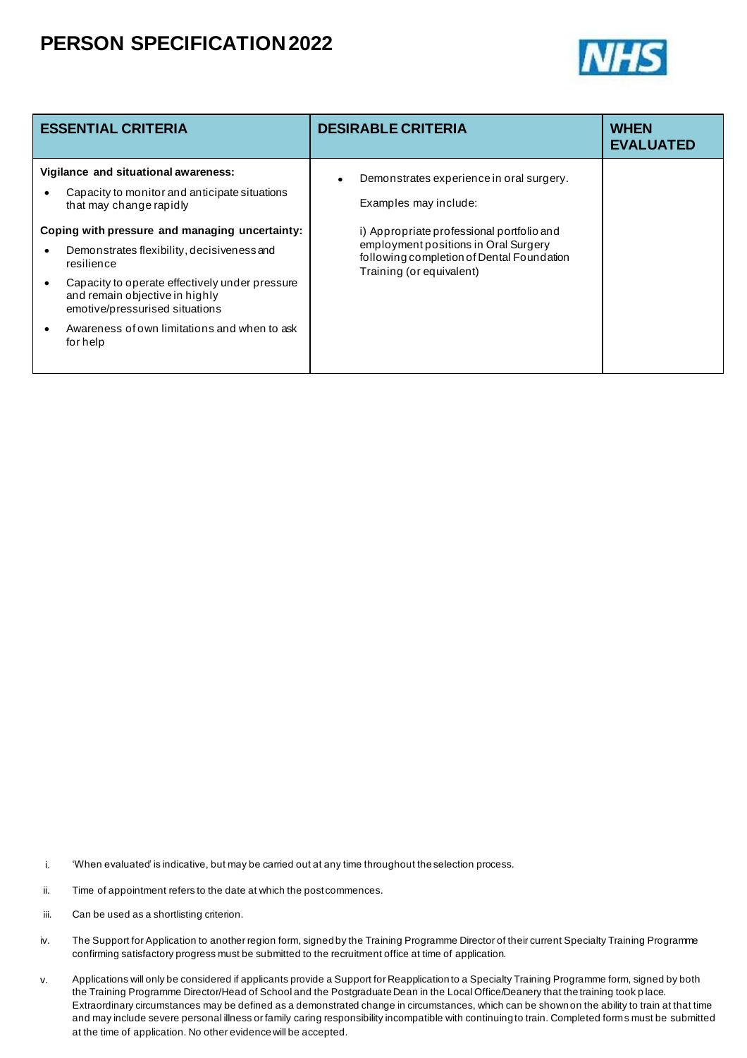# PERSON SPECIFICATION 2022

| ESSENTIAL CRITERIA | DESIRABLE CRITERIA | WHEN EVALUATED |
|---|---|---|
| **Vigilance and situational awareness:**<br>• Capacity to monitor and anticipate situations that may change rapidly<br>**Coping with pressure and managing uncertainty:**<br>• Demonstrates flexibility, decisiveness and resilience<br>• Capacity to operate effectively under pressure and remain objective in highly emotive/pressurised situations<br>• Awareness of own limitations and when to ask for help | • Demonstrates experience in oral surgery.<br>Examples may include:<br>i) Appropriate professional portfolio and employment positions in Oral Surgery following completion of Dental Foundation Training (or equivalent) | |

i. 'When evaluated' is indicative, but may be carried out at any time throughout the selection process.

ii. Time of appointment refers to the date at which the post commences.

iii. Can be used as a shortlisting criterion.

iv. The Support for Application to another region form, signed by the Training Programme Director of their current Specialty Training Programme confirming satisfactory progress must be submitted to the recruitment office at time of application.

v. Applications will only be considered if applicants provide a Support for Reapplication to a Specialty Training Programme form, signed by both the Training Programme Director/Head of School and the Postgraduate Dean in the Local Office/Deanery that the training took place. Extraordinary circumstances may be defined as a demonstrated change in circumstances, which can be shown on the ability to train at that time and may include severe personal illness or family caring responsibility incompatible with continuing to train. Completed forms must be submitted at the time of application. No other evidence will be accepted.